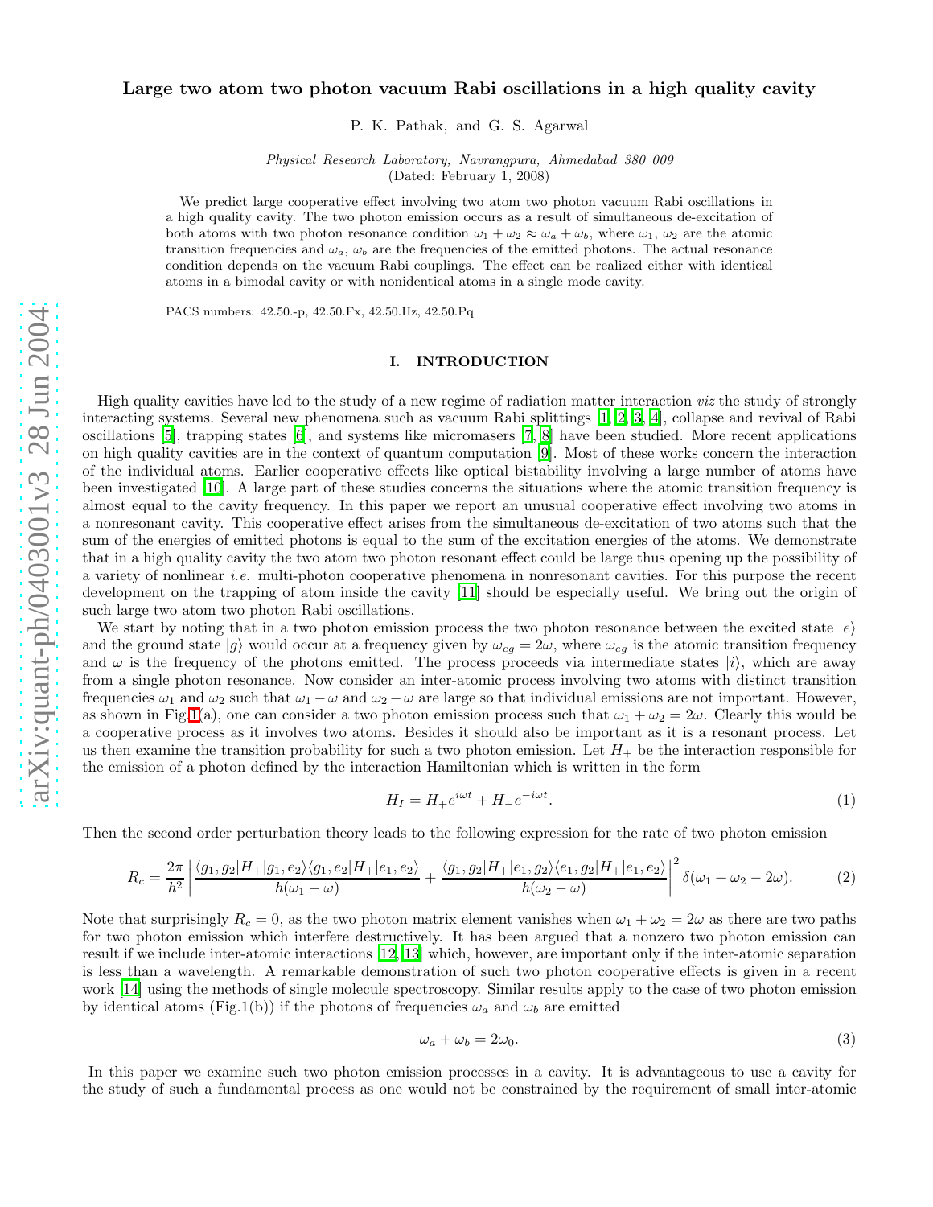# Large two atom two photon vacuum Rabi oscillations in a high quality cavity

P. K. Pathak, and G. S. Agarwal

*Physical Research Laboratory, Navrangpura, Ahmedabad 380 009*
(Dated: February 1, 2008)

We predict large cooperative effect involving two atom two photon vacuum Rabi oscillations in a high quality cavity. The two photon emission occurs as a result of simultaneous de-excitation of both atoms with two photon resonance condition $\omega_1 + \omega_2 \approx \omega_a + \omega_b$, where $\omega_1$, $\omega_2$ are the atomic transition frequencies and $\omega_a$, $\omega_b$ are the frequencies of the emitted photons. The actual resonance condition depends on the vacuum Rabi couplings. The effect can be realized either with identical atoms in a bimodal cavity or with nonidentical atoms in a single mode cavity.

PACS numbers: 42.50.-p, 42.50.Fx, 42.50.Hz, 42.50.Pq

## I. INTRODUCTION

High quality cavities have led to the study of a new regime of radiation matter interaction *viz* the study of strongly interacting systems. Several new phenomena such as vacuum Rabi splittings [1, 2, 3, 4], collapse and revival of Rabi oscillations [5], trapping states [6], and systems like micromasers [7, 8] have been studied. More recent applications on high quality cavities are in the context of quantum computation [9]. Most of these works concern the interaction of the individual atoms. Earlier cooperative effects like optical bistability involving a large number of atoms have been investigated [10]. A large part of these studies concerns the situations where the atomic transition frequency is almost equal to the cavity frequency. In this paper we report an unusual cooperative effect involving two atoms in a nonresonant cavity. This cooperative effect arises from the simultaneous de-excitation of two atoms such that the sum of the energies of emitted photons is equal to the sum of the excitation energies of the atoms. We demonstrate that in a high quality cavity the two atom two photon resonant effect could be large thus opening up the possibility of a variety of nonlinear *i.e.* multi-photon cooperative phenomena in nonresonant cavities. For this purpose the recent development on the trapping of atom inside the cavity [11] should be especially useful. We bring out the origin of such large two atom two photon Rabi oscillations.

We start by noting that in a two photon emission process the two photon resonance between the excited state $|e\rangle$ and the ground state $|g\rangle$ would occur at a frequency given by $\omega_{eg} = 2\omega$, where $\omega_{eg}$ is the atomic transition frequency and $\omega$ is the frequency of the photons emitted. The process proceeds via intermediate states $|i\rangle$, which are away from a single photon resonance. Now consider an inter-atomic process involving two atoms with distinct transition frequencies $\omega_1$ and $\omega_2$ such that $\omega_1 - \omega$ and $\omega_2 - \omega$ are large so that individual emissions are not important. However, as shown in Fig.1(a), one can consider a two photon emission process such that $\omega_1 + \omega_2 = 2\omega$. Clearly this would be a cooperative process as it involves two atoms. Besides it should also be important as it is a resonant process. Let us then examine the transition probability for such a two photon emission. Let $H_+$ be the interaction responsible for the emission of a photon defined by the interaction Hamiltonian which is written in the form

$$H_I = H_+ e^{i\omega t} + H_- e^{-i\omega t}. \tag{1}$$

Then the second order perturbation theory leads to the following expression for the rate of two photon emission

$$R_c = \frac{2\pi}{\hbar^2}\left|\frac{\langle g_1, g_2|H_+|g_1, e_2\rangle\langle g_1, e_2|H_+|e_1, e_2\rangle}{\hbar(\omega_1 - \omega)} + \frac{\langle g_1, g_2|H_+|e_1, g_2\rangle\langle e_1, g_2|H_+|e_1, e_2\rangle}{\hbar(\omega_2 - \omega)}\right|^2 \delta(\omega_1 + \omega_2 - 2\omega). \tag{2}$$

Note that surprisingly $R_c = 0$, as the two photon matrix element vanishes when $\omega_1 + \omega_2 = 2\omega$ as there are two paths for two photon emission which interfere destructively. It has been argued that a nonzero two photon emission can result if we include inter-atomic interactions [12, 13] which, however, are important only if the inter-atomic separation is less than a wavelength. A remarkable demonstration of such two photon cooperative effects is given in a recent work [14] using the methods of single molecule spectroscopy. Similar results apply to the case of two photon emission by identical atoms (Fig.1(b)) if the photons of frequencies $\omega_a$ and $\omega_b$ are emitted

$$\omega_a + \omega_b = 2\omega_0. \tag{3}$$

In this paper we examine such two photon emission processes in a cavity. It is advantageous to use a cavity for the study of such a fundamental process as one would not be constrained by the requirement of small inter-atomic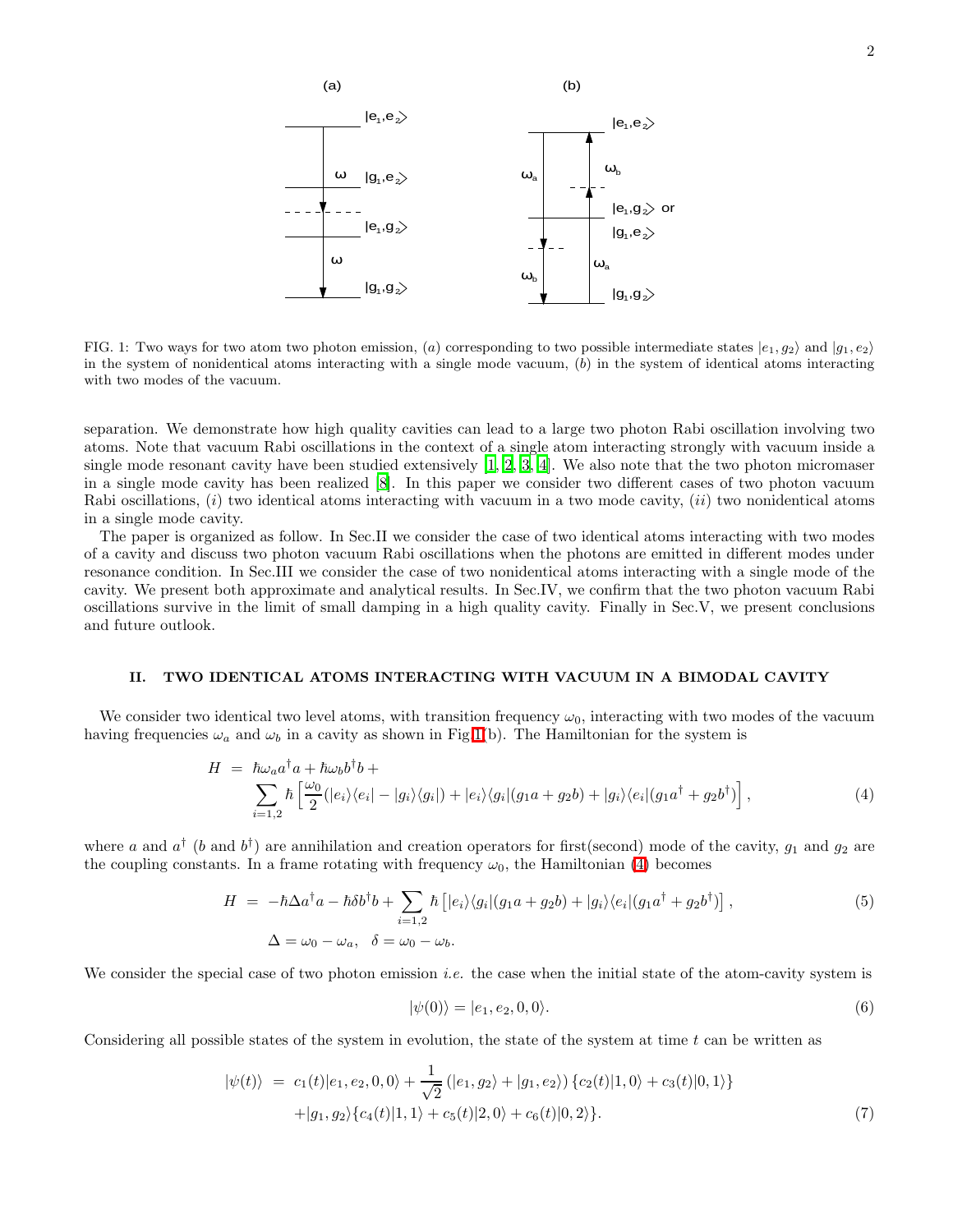FIG. 1: Two ways for two atom two photon emission, $(a)$ corresponding to two possible intermediate states $|e_1, g_2\rangle$ and $|g_1, e_2\rangle$ in the system of nonidentical atoms interacting with a single mode vacuum, $(b)$ in the system of identical atoms interacting with two modes of the vacuum.

separation. We demonstrate how high quality cavities can lead to a large two photon Rabi oscillation involving two atoms. Note that vacuum Rabi oscillations in the context of a single atom interacting strongly with vacuum inside a single mode resonant cavity have been studied extensively [1, 2, 3, 4]. We also note that the two photon micromaser in a single mode cavity has been realized [8]. In this paper we consider two different cases of two photon vacuum Rabi oscillations, $(i)$ two identical atoms interacting with vacuum in a two mode cavity, $(ii)$ two nonidentical atoms in a single mode cavity.

The paper is organized as follow. In Sec.II we consider the case of two identical atoms interacting with two modes of a cavity and discuss two photon vacuum Rabi oscillations when the photons are emitted in different modes under resonance condition. In Sec.III we consider the case of two nonidentical atoms interacting with a single mode of the cavity. We present both approximate and analytical results. In Sec.IV, we confirm that the two photon vacuum Rabi oscillations survive in the limit of small damping in a high quality cavity. Finally in Sec.V, we present conclusions and future outlook.

## II. TWO IDENTICAL ATOMS INTERACTING WITH VACUUM IN A BIMODAL CAVITY

We consider two identical two level atoms, with transition frequency $\omega_0$, interacting with two modes of the vacuum having frequencies $\omega_a$ and $\omega_b$ in a cavity as shown in Fig.1(b). The Hamiltonian for the system is

$$
\begin{aligned}
H &= \hbar\omega_a a^\dagger a + \hbar\omega_b b^\dagger b + \\
&\quad \sum_{i=1,2} \hbar \left[\frac{\omega_0}{2}(|e_i\rangle\langle e_i| - |g_i\rangle\langle g_i|) + |e_i\rangle\langle g_i|(g_1 a + g_2 b) + |g_i\rangle\langle e_i|(g_1 a^\dagger + g_2 b^\dagger)\right], \qquad (4)
\end{aligned}
$$

where $a$ and $a^\dagger$ ($b$ and $b^\dagger$) are annihilation and creation operators for first(second) mode of the cavity, $g_1$ and $g_2$ are the coupling constants. In a frame rotating with frequency $\omega_0$, the Hamiltonian (4) becomes

$$
\begin{aligned}
H &= -\hbar\Delta a^\dagger a - \hbar\delta b^\dagger b + \sum_{i=1,2} \hbar \left[|e_i\rangle\langle g_i|(g_1 a + g_2 b) + |g_i\rangle\langle e_i|(g_1 a^\dagger + g_2 b^\dagger)\right], \qquad (5) \\
\Delta &= \omega_0 - \omega_a, \quad \delta = \omega_0 - \omega_b.
\end{aligned}
$$

We consider the special case of two photon emission *i.e.* the case when the initial state of the atom-cavity system is

$$
|\psi(0)\rangle = |e_1, e_2, 0, 0\rangle. \qquad (6)
$$

Considering all possible states of the system in evolution, the state of the system at time $t$ can be written as

$$
\begin{aligned}
|\psi(t)\rangle &= c_1(t)|e_1, e_2, 0, 0\rangle + \frac{1}{\sqrt{2}}\left(|e_1, g_2\rangle + |g_1, e_2\rangle\right)\{c_2(t)|1, 0\rangle + c_3(t)|0, 1\rangle\} \\
&\quad + |g_1, g_2\rangle\{c_4(t)|1, 1\rangle + c_5(t)|2, 0\rangle + c_6(t)|0, 2\rangle\}. \qquad (7)
\end{aligned}
$$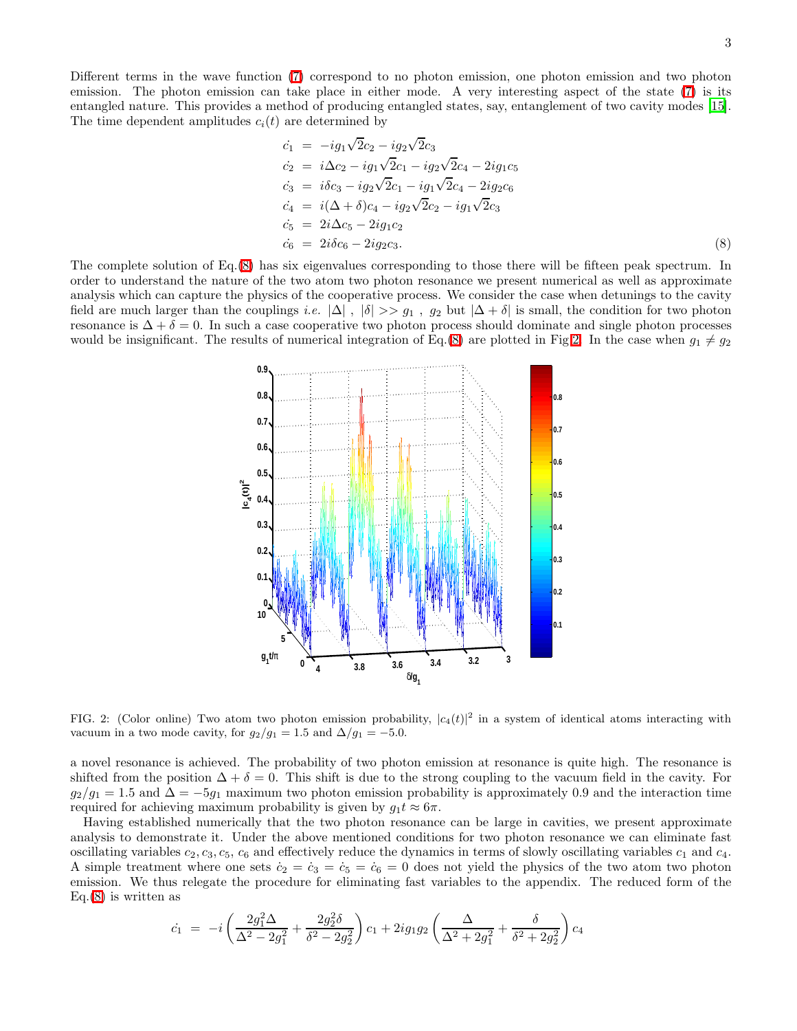Different terms in the wave function (7) correspond to no photon emission, one photon emission and two photon emission. The photon emission can take place in either mode. A very interesting aspect of the state (7) is its entangled nature. This provides a method of producing entangled states, say, entanglement of two cavity modes [15]. The time dependent amplitudes $c_i(t)$ are determined by

$$
\begin{aligned}
\dot{c_1} &= -ig_1\sqrt{2}c_2 - ig_2\sqrt{2}c_3 \\
\dot{c_2} &= i\Delta c_2 - ig_1\sqrt{2}c_1 - ig_2\sqrt{2}c_4 - 2ig_1c_5 \\
\dot{c_3} &= i\delta c_3 - ig_2\sqrt{2}c_1 - ig_1\sqrt{2}c_4 - 2ig_2c_6 \\
\dot{c_4} &= i(\Delta+\delta)c_4 - ig_2\sqrt{2}c_2 - ig_1\sqrt{2}c_3 \\
\dot{c_5} &= 2i\Delta c_5 - 2ig_1c_2 \\
\dot{c_6} &= 2i\delta c_6 - 2ig_2c_3.
\end{aligned}
\tag{8}
$$

The complete solution of Eq.(8) has six eigenvalues corresponding to those there will be fifteen peak spectrum. In order to understand the nature of the two atom two photon resonance we present numerical as well as approximate analysis which can capture the physics of the cooperative process. We consider the case when detunings to the cavity field are much larger than the couplings *i.e.* $|\Delta|$ , $|\delta| >> g_1$ , $g_2$ but $|\Delta+\delta|$ is small, the condition for two photon resonance is $\Delta+\delta=0$. In such a case cooperative two photon process should dominate and single photon processes would be insignificant. The results of numerical integration of Eq.(8) are plotted in Fig.2. In the case when $g_1 \neq g_2$

FIG. 2: (Color online) Two atom two photon emission probability, $|c_4(t)|^2$ in a system of identical atoms interacting with vacuum in a two mode cavity, for $g_2/g_1 = 1.5$ and $\Delta/g_1 = -5.0$.

a novel resonance is achieved. The probability of two photon emission at resonance is quite high. The resonance is shifted from the position $\Delta+\delta=0$. This shift is due to the strong coupling to the vacuum field in the cavity. For $g_2/g_1 = 1.5$ and $\Delta = -5g_1$ maximum two photon emission probability is approximately 0.9 and the interaction time required for achieving maximum probability is given by $g_1t \approx 6\pi$.

Having established numerically that the two photon resonance can be large in cavities, we present approximate analysis to demonstrate it. Under the above mentioned conditions for two photon resonance we can eliminate fast oscillating variables $c_2, c_3, c_5, c_6$ and effectively reduce the dynamics in terms of slowly oscillating variables $c_1$ and $c_4$. A simple treatment where one sets $\dot{c}_2 = \dot{c}_3 = \dot{c}_5 = \dot{c}_6 = 0$ does not yield the physics of the two atom two photon emission. We thus relegate the procedure for eliminating fast variables to the appendix. The reduced form of the Eq.(8) is written as

$$
\dot{c_1} = -i\left(\frac{2g_1^2\Delta}{\Delta^2-2g_1^2} + \frac{2g_2^2\delta}{\delta^2-2g_2^2}\right)c_1 + 2ig_1g_2\left(\frac{\Delta}{\Delta^2+2g_1^2} + \frac{\delta}{\delta^2+2g_2^2}\right)c_4
$$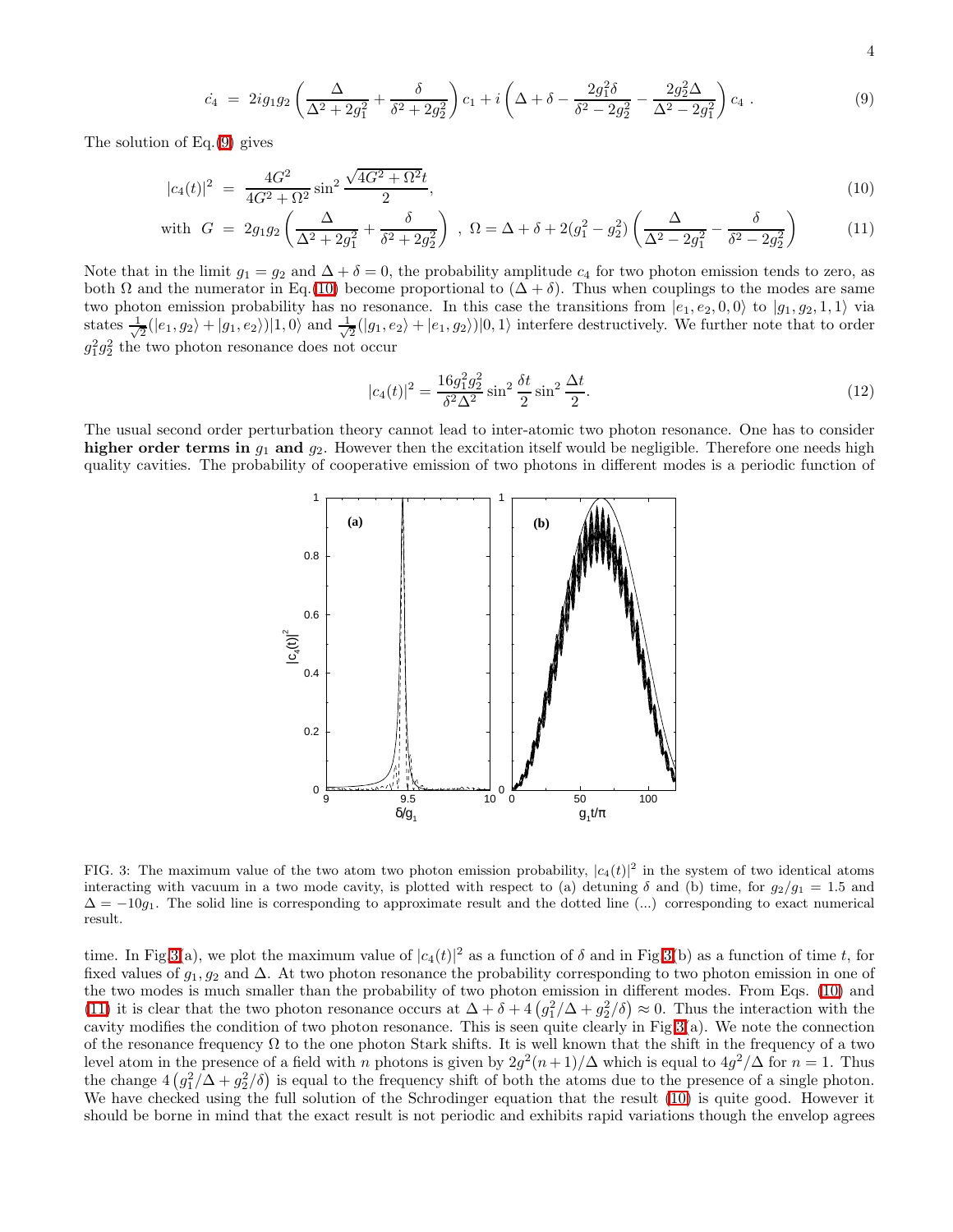$$\dot{c_4} = 2ig_1g_2\left(\frac{\Delta}{\Delta^2+2g_1^2}+\frac{\delta}{\delta^2+2g_2^2}\right)c_1 + i\left(\Delta+\delta-\frac{2g_1^2\delta}{\delta^2-2g_2^2}-\frac{2g_2^2\Delta}{\Delta^2-2g_1^2}\right)c_4 \,. \tag{9}$$

The solution of Eq.(9) gives

$$|c_4(t)|^2 = \frac{4G^2}{4G^2+\Omega^2}\sin^2\frac{\sqrt{4G^2+\Omega^2}t}{2}, \tag{10}$$

$$\text{with } G = 2g_1g_2\left(\frac{\Delta}{\Delta^2+2g_1^2}+\frac{\delta}{\delta^2+2g_2^2}\right)\ ,\ \Omega = \Delta+\delta+2(g_1^2-g_2^2)\left(\frac{\Delta}{\Delta^2-2g_1^2}-\frac{\delta}{\delta^2-2g_2^2}\right) \tag{11}$$

Note that in the limit $g_1 = g_2$ and $\Delta+\delta = 0$, the probability amplitude $c_4$ for two photon emission tends to zero, as both $\Omega$ and the numerator in Eq.(10) become proportional to $(\Delta+\delta)$. Thus when couplings to the modes are same two photon emission probability has no resonance. In this case the transitions from $|e_1,e_2,0,0\rangle$ to $|g_1,g_2,1,1\rangle$ via states $\frac{1}{\sqrt{2}}(|e_1,g_2\rangle+|g_1,e_2\rangle)|1,0\rangle$ and $\frac{1}{\sqrt{2}}(|g_1,e_2\rangle+|e_1,g_2\rangle)|0,1\rangle$ interfere destructively. We further note that to order $g_1^2g_2^2$ the two photon resonance does not occur

$$|c_4(t)|^2 = \frac{16g_1^2g_2^2}{\delta^2\Delta^2}\sin^2\frac{\delta t}{2}\sin^2\frac{\Delta t}{2}. \tag{12}$$

The usual second order perturbation theory cannot lead to inter-atomic two photon resonance. One has to consider **higher order terms in** $g_1$ **and** $g_2$. However then the excitation itself would be negligible. Therefore one needs high quality cavities. The probability of cooperative emission of two photons in different modes is a periodic function of time. In Fig.3(a), we plot the maximum value of $|c_4(t)|^2$ as a function of $\delta$ and in Fig.3(b) as a function of time $t$, for fixed values of $g_1, g_2$ and $\Delta$. At two photon resonance the probability corresponding to two photon emission in one of the two modes is much smaller than the probability of two photon emission in different modes. From Eqs. (10) and (11) it is clear that the two photon resonance occurs at $\Delta+\delta+4\left(g_1^2/\Delta+g_2^2/\delta\right)\approx 0$. Thus the interaction with the cavity modifies the condition of two photon resonance. This is seen quite clearly in Fig.3(a). We note the connection of the resonance frequency $\Omega$ to the one photon Stark shifts. It is well known that the shift in the frequency of a two level atom in the presence of a field with $n$ photons is given by $2g^2(n+1)/\Delta$ which is equal to $4g^2/\Delta$ for $n=1$. Thus the change $4\left(g_1^2/\Delta+g_2^2/\delta\right)$ is equal to the frequency shift of both the atoms due to the presence of a single photon. We have checked using the full solution of the Schrodinger equation that the result (10) is quite good. However it should be borne in mind that the exact result is not periodic and exhibits rapid variations though the envelop agrees

FIG. 3: The maximum value of the two atom two photon emission probability, $|c_4(t)|^2$ in the system of two identical atoms interacting with vacuum in a two mode cavity, is plotted with respect to (a) detuning $\delta$ and (b) time, for $g_2/g_1 = 1.5$ and $\Delta = -10g_1$. The solid line is corresponding to approximate result and the dotted line (...) corresponding to exact numerical result.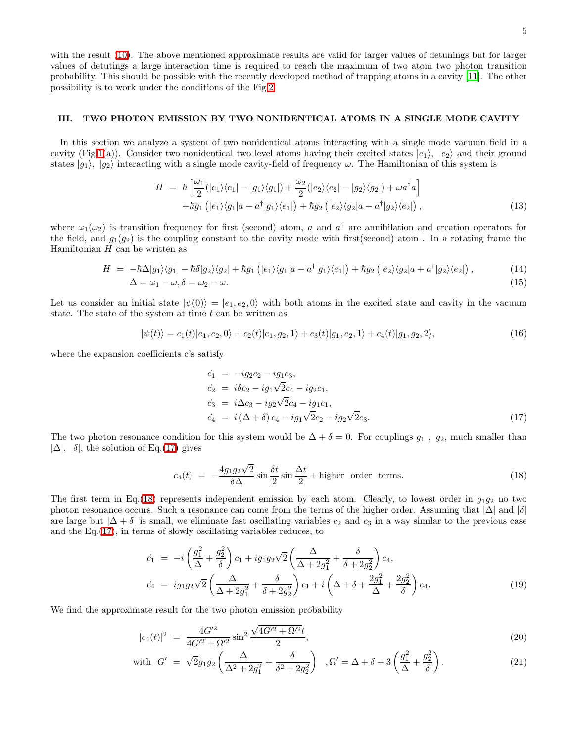with the result (10). The above mentioned approximate results are valid for larger values of detunings but for larger values of detutings a large interaction time is required to reach the maximum of two atom two photon transition probability. This should be possible with the recently developed method of trapping atoms in a cavity [11]. The other possibility is to work under the conditions of the Fig.2.

### III. TWO PHOTON EMISSION BY TWO NONIDENTICAL ATOMS IN A SINGLE MODE CAVITY

In this section we analyze a system of two nonidentical atoms interacting with a single mode vacuum field in a cavity (Fig.1(a)). Consider two nonidentical two level atoms having their excited states $|e_1\rangle$, $|e_2\rangle$ and their ground states $|g_1\rangle$, $|g_2\rangle$ interacting with a single mode cavity-field of frequency $\omega$. The Hamiltonian of this system is

$$
\begin{aligned}
H &= \hbar\left[\frac{\omega_1}{2}(|e_1\rangle\langle e_1| - |g_1\rangle\langle g_1|) + \frac{\omega_2}{2}(|e_2\rangle\langle e_2| - |g_2\rangle\langle g_2|) + \omega a^\dagger a\right] \\
&\quad + \hbar g_1\left(|e_1\rangle\langle g_1|a + a^\dagger|g_1\rangle\langle e_1|\right) + \hbar g_2\left(|e_2\rangle\langle g_2|a + a^\dagger|g_2\rangle\langle e_2|\right),
\end{aligned}
\tag{13}
$$

where $\omega_1(\omega_2)$ is transition frequency for first (second) atom, $a$ and $a^\dagger$ are annihilation and creation operators for the field, and $g_1(g_2)$ is the coupling constant to the cavity mode with first(second) atom . In a rotating frame the Hamiltonian $H$ can be written as

$$
H = -\hbar\Delta|g_1\rangle\langle g_1| - \hbar\delta|g_2\rangle\langle g_2| + \hbar g_1\left(|e_1\rangle\langle g_1|a + a^\dagger|g_1\rangle\langle e_1|\right) + \hbar g_2\left(|e_2\rangle\langle g_2|a + a^\dagger|g_2\rangle\langle e_2|\right), \tag{14}
$$

$$
\Delta = \omega_1 - \omega, \delta = \omega_2 - \omega. \tag{15}
$$

Let us consider an initial state $|\psi(0)\rangle = |e_1, e_2, 0\rangle$ with both atoms in the excited state and cavity in the vacuum state. The state of the system at time $t$ can be written as

$$
|\psi(t)\rangle = c_1(t)|e_1, e_2, 0\rangle + c_2(t)|e_1, g_2, 1\rangle + c_3(t)|g_1, e_2, 1\rangle + c_4(t)|g_1, g_2, 2\rangle, \tag{16}
$$

where the expansion coefficients c's satisfy

$$
\begin{aligned}
\dot{c_1} &= -ig_2c_2 - ig_1c_3, \\
\dot{c_2} &= i\delta c_2 - ig_1\sqrt{2}c_4 - ig_2c_1, \\
\dot{c_3} &= i\Delta c_3 - ig_2\sqrt{2}c_4 - ig_1c_1, \\
\dot{c_4} &= i\left(\Delta + \delta\right)c_4 - ig_1\sqrt{2}c_2 - ig_2\sqrt{2}c_3.
\end{aligned}
\tag{17}
$$

The two photon resonance condition for this system would be $\Delta + \delta = 0$. For couplings $g_1$ , $g_2$, much smaller than $|\Delta|$, $|\delta|$, the solution of Eq.(17) gives

$$
c_4(t) = -\frac{4g_1g_2\sqrt{2}}{\delta\Delta}\sin\frac{\delta t}{2}\sin\frac{\Delta t}{2} + \text{higher order terms.} \tag{18}
$$

The first term in Eq.(18) represents independent emission by each atom. Clearly, to lowest order in $g_1g_2$ no two photon resonance occurs. Such a resonance can come from the terms of the higher order. Assuming that $|\Delta|$ and $|\delta|$ are large but $|\Delta + \delta|$ is small, we eliminate fast oscillating variables $c_2$ and $c_3$ in a way similar to the previous case and the Eq.(17), in terms of slowly oscillating variables reduces, to

$$
\begin{aligned}
\dot{c_1} &= -i\left(\frac{g_1^2}{\Delta} + \frac{g_2^2}{\delta}\right)c_1 + ig_1g_2\sqrt{2}\left(\frac{\Delta}{\Delta + 2g_1^2} + \frac{\delta}{\delta + 2g_2^2}\right)c_4, \\
\dot{c_4} &= ig_1g_2\sqrt{2}\left(\frac{\Delta}{\Delta + 2g_1^2} + \frac{\delta}{\delta + 2g_2^2}\right)c_1 + i\left(\Delta + \delta + \frac{2g_1^2}{\Delta} + \frac{2g_2^2}{\delta}\right)c_4.
\end{aligned}
\tag{19}
$$

We find the approximate result for the two photon emission probability

$$
|c_4(t)|^2 = \frac{4G'^2}{4G'^2 + \Omega'^2}\sin^2\frac{\sqrt{4G'^2 + \Omega'^2}t}{2}, \tag{20}
$$

$$
\text{with } G' = \sqrt{2}g_1g_2\left(\frac{\Delta}{\Delta^2 + 2g_1^2} + \frac{\delta}{\delta^2 + 2g_2^2}\right) \quad , \Omega' = \Delta + \delta + 3\left(\frac{g_1^2}{\Delta} + \frac{g_2^2}{\delta}\right). \tag{21}
$$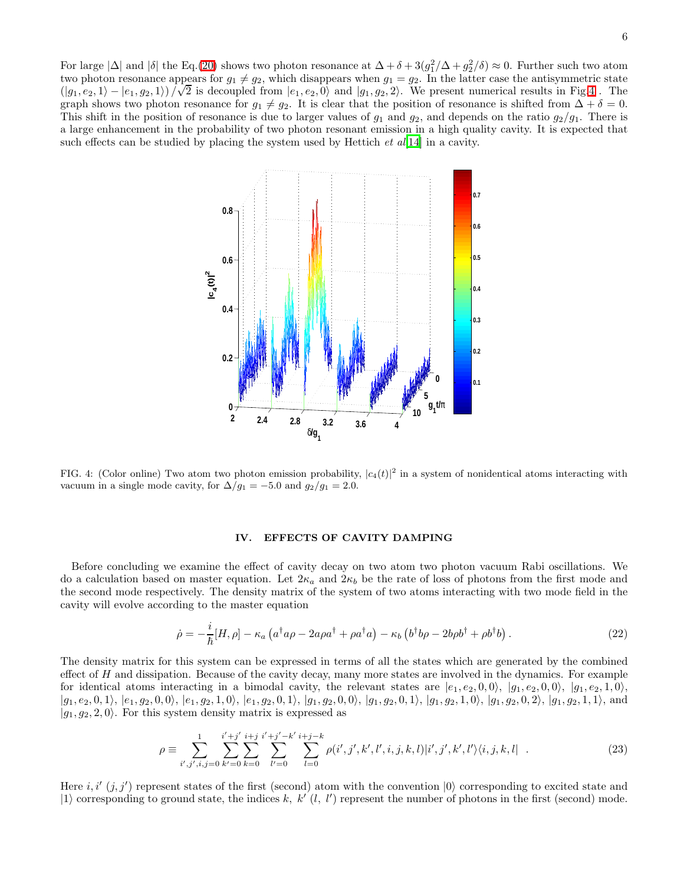For large $|\Delta|$ and $|\delta|$ the Eq.(20) shows two photon resonance at $\Delta + \delta + 3(g_1^2/\Delta + g_2^2/\delta) \approx 0$. Further such two atom two photon resonance appears for $g_1 \neq g_2$, which disappears when $g_1 = g_2$. In the latter case the antisymmetric state $(|g_1, e_2, 1\rangle - |e_1, g_2, 1\rangle)/\sqrt{2}$ is decoupled from $|e_1, e_2, 0\rangle$ and $|g_1, g_2, 2\rangle$. We present numerical results in Fig.4. The graph shows two photon resonance for $g_1 \neq g_2$. It is clear that the position of resonance is shifted from $\Delta + \delta = 0$. This shift in the position of resonance is due to larger values of $g_1$ and $g_2$, and depends on the ratio $g_2/g_1$. There is a large enhancement in the probability of two photon resonant emission in a high quality cavity. It is expected that such effects can be studied by placing the system used by Hettich *et al*[14] in a cavity.

FIG. 4: (Color online) Two atom two photon emission probability, $|c_4(t)|^2$ in a system of nonidentical atoms interacting with vacuum in a single mode cavity, for $\Delta/g_1 = -5.0$ and $g_2/g_1 = 2.0$.

## IV. EFFECTS OF CAVITY DAMPING

Before concluding we examine the effect of cavity decay on two atom two photon vacuum Rabi oscillations. We do a calculation based on master equation. Let $2\kappa_a$ and $2\kappa_b$ be the rate of loss of photons from the first mode and the second mode respectively. The density matrix of the system of two atoms interacting with two mode field in the cavity will evolve according to the master equation

$$\dot{\rho} = -\frac{i}{\hbar}[H, \rho] - \kappa_a \left( a^\dagger a \rho - 2a\rho a^\dagger + \rho a^\dagger a \right) - \kappa_b \left( b^\dagger b \rho - 2b\rho b^\dagger + \rho b^\dagger b \right). \tag{22}$$

The density matrix for this system can be expressed in terms of all the states which are generated by the combined effect of $H$ and dissipation. Because of the cavity decay, many more states are involved in the dynamics. For example for identical atoms interacting in a bimodal cavity, the relevant states are $|e_1, e_2, 0, 0\rangle$, $|g_1, e_2, 0, 0\rangle$, $|g_1, e_2, 1, 0\rangle$, $|g_1, e_2, 0, 1\rangle$, $|e_1, g_2, 0, 0\rangle$, $|e_1, g_2, 1, 0\rangle$, $|e_1, g_2, 0, 1\rangle$, $|g_1, g_2, 0, 0\rangle$, $|g_1, g_2, 0, 1\rangle$, $|g_1, g_2, 1, 0\rangle$, $|g_1, g_2, 0, 2\rangle$, $|g_1, g_2, 1, 1\rangle$, and $|g_1, g_2, 2, 0\rangle$. For this system density matrix is expressed as

$$\rho \equiv \sum_{i',j',i,j=0}^{1} \sum_{k'=0}^{i'+j'} \sum_{k=0}^{i+j} \sum_{l'=0}^{i'+j'-k'} \sum_{l=0}^{i+j-k} \rho(i', j', k', l', i, j, k, l) |i', j', k', l'\rangle\langle i, j, k, l| \quad . \tag{23}$$

Here $i, i'$ $(j, j')$ represent states of the first (second) atom with the convention $|0\rangle$ corresponding to excited state and $|1\rangle$ corresponding to ground state, the indices $k,\ k'$ $(l,\ l')$ represent the number of photons in the first (second) mode.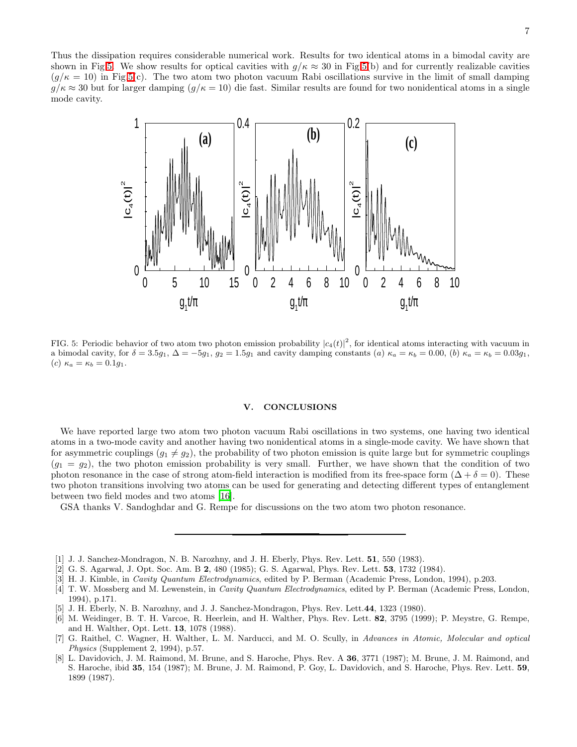Thus the dissipation requires considerable numerical work. Results for two identical atoms in a bimodal cavity are shown in Fig.5. We show results for optical cavities with $g/\kappa \approx 30$ in Fig.5(b) and for currently realizable cavities ($g/\kappa = 10$) in Fig.5(c). The two atom two photon vacuum Rabi oscillations survive in the limit of small damping $g/\kappa \approx 30$ but for larger damping ($g/\kappa = 10$) die fast. Similar results are found for two nonidentical atoms in a single mode cavity.

FIG. 5: Periodic behavior of two atom two photon emission probability $|c_4(t)|^2$, for identical atoms interacting with vacuum in a bimodal cavity, for $\delta = 3.5g_1$, $\Delta = -5g_1$, $g_2 = 1.5g_1$ and cavity damping constants (*a*) $\kappa_a = \kappa_b = 0.00$, (*b*) $\kappa_a = \kappa_b = 0.03g_1$, (*c*) $\kappa_a = \kappa_b = 0.1g_1$.

## V. CONCLUSIONS

We have reported large two atom two photon vacuum Rabi oscillations in two systems, one having two identical atoms in a two-mode cavity and another having two nonidentical atoms in a single-mode cavity. We have shown that for asymmetric couplings ($g_1 \neq g_2$), the probability of two photon emission is quite large but for symmetric couplings ($g_1 = g_2$), the two photon emission probability is very small. Further, we have shown that the condition of two photon resonance in the case of strong atom-field interaction is modified from its free-space form ($\Delta + \delta = 0$). These two photon transitions involving two atoms can be used for generating and detecting different types of entanglement between two field modes and two atoms [16].

GSA thanks V. Sandoghdar and G. Rempe for discussions on the two atom two photon resonance.

---

[1] J. J. Sanchez-Mondragon, N. B. Narozhny, and J. H. Eberly, Phys. Rev. Lett. **51**, 550 (1983).

[2] G. S. Agarwal, J. Opt. Soc. Am. B **2**, 480 (1985); G. S. Agarwal, Phys. Rev. Lett. **53**, 1732 (1984).

[3] H. J. Kimble, in *Cavity Quantum Electrodynamics*, edited by P. Berman (Academic Press, London, 1994), p.203.

[4] T. W. Mossberg and M. Lewenstein, in *Cavity Quantum Electrodynamics*, edited by P. Berman (Academic Press, London, 1994), p.171.

[5] J. H. Eberly, N. B. Narozhny, and J. J. Sanchez-Mondragon, Phys. Rev. Lett.**44**, 1323 (1980).

[6] M. Weidinger, B. T. H. Varcoe, R. Heerlein, and H. Walther, Phys. Rev. Lett. **82**, 3795 (1999); P. Meystre, G. Rempe, and H. Walther, Opt. Lett. **13**, 1078 (1988).

[7] G. Raithel, C. Wagner, H. Walther, L. M. Narducci, and M. O. Scully, in *Advances in Atomic, Molecular and optical Physics* (Supplement 2, 1994), p.57.

[8] L. Davidovich, J. M. Raimond, M. Brune, and S. Haroche, Phys. Rev. A **36**, 3771 (1987); M. Brune, J. M. Raimond, and S. Haroche, ibid **35**, 154 (1987); M. Brune, J. M. Raimond, P. Goy, L. Davidovich, and S. Haroche, Phys. Rev. Lett. **59**, 1899 (1987).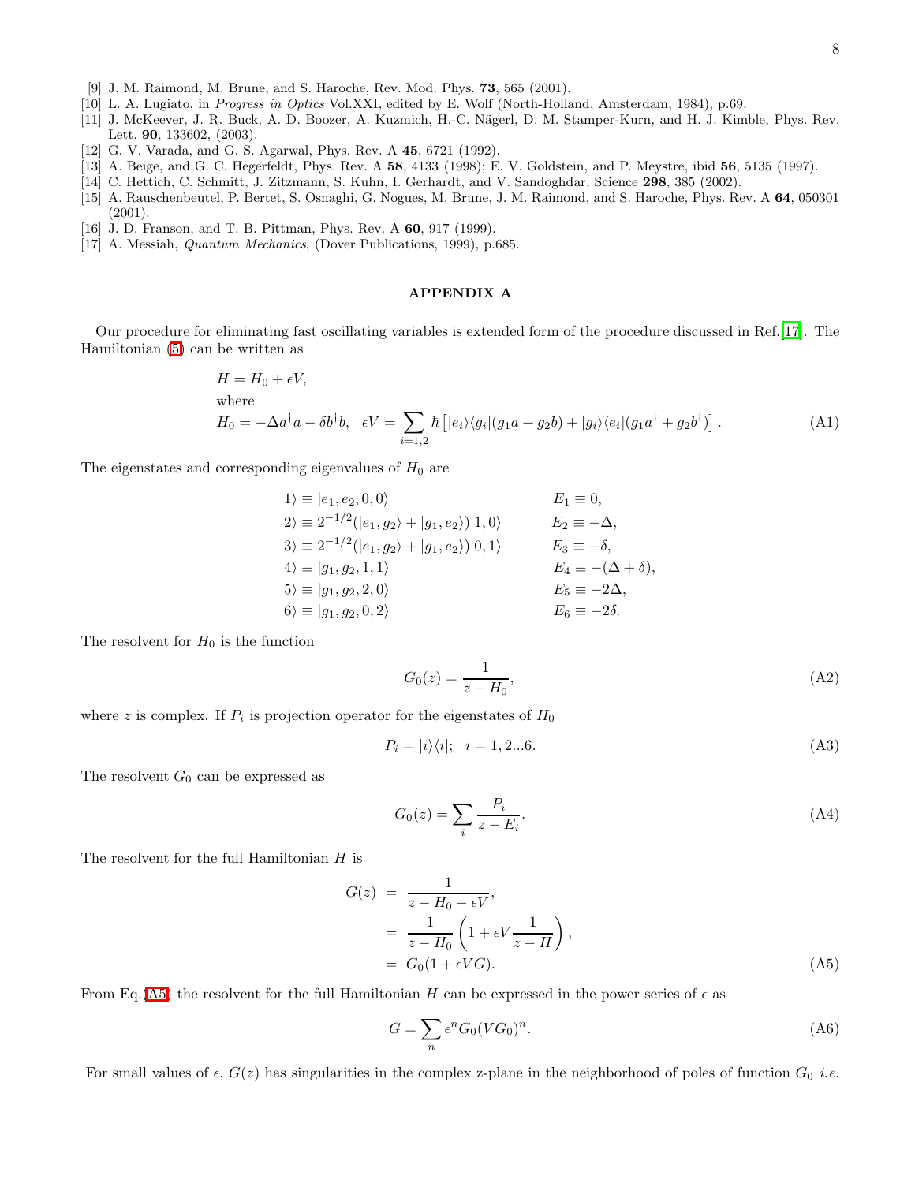[9] J. M. Raimond, M. Brune, and S. Haroche, Rev. Mod. Phys. **73**, 565 (2001).
[10] L. A. Lugiato, in *Progress in Optics* Vol.XXI, edited by E. Wolf (North-Holland, Amsterdam, 1984), p.69.
[11] J. McKeever, J. R. Buck, A. D. Boozer, A. Kuzmich, H.-C. Nägerl, D. M. Stamper-Kurn, and H. J. Kimble, Phys. Rev. Lett. **90**, 133602, (2003).
[12] G. V. Varada, and G. S. Agarwal, Phys. Rev. A **45**, 6721 (1992).
[13] A. Beige, and G. C. Hegerfeldt, Phys. Rev. A **58**, 4133 (1998); E. V. Goldstein, and P. Meystre, ibid **56**, 5135 (1997).
[14] C. Hettich, C. Schmitt, J. Zitzmann, S. Kuhn, I. Gerhardt, and V. Sandoghdar, Science **298**, 385 (2002).
[15] A. Rauschenbeutel, P. Bertet, S. Osnaghi, G. Nogues, M. Brune, J. M. Raimond, and S. Haroche, Phys. Rev. A **64**, 050301 (2001).
[16] J. D. Franson, and T. B. Pittman, Phys. Rev. A **60**, 917 (1999).
[17] A. Messiah, *Quantum Mechanics*, (Dover Publications, 1999), p.685.

## APPENDIX A

Our procedure for eliminating fast oscillating variables is extended form of the procedure discussed in Ref.[17]. The Hamiltonian (5) can be written as

$$
\begin{aligned}
&H = H_0 + \epsilon V,\\
&\text{where}\\
&H_0 = -\Delta a^\dagger a - \delta b^\dagger b, \quad \epsilon V = \sum_{i=1,2} \hbar \left[ |e_i\rangle\langle g_i|(g_1 a + g_2 b) + |g_i\rangle\langle e_i|(g_1 a^\dagger + g_2 b^\dagger) \right].
\end{aligned} \tag{A1}
$$

The eigenstates and corresponding eigenvalues of $H_0$ are

$$
\begin{aligned}
&|1\rangle \equiv |e_1, e_2, 0, 0\rangle && E_1 \equiv 0,\\
&|2\rangle \equiv 2^{-1/2}(|e_1, g_2\rangle + |g_1, e_2\rangle)|1, 0\rangle && E_2 \equiv -\Delta,\\
&|3\rangle \equiv 2^{-1/2}(|e_1, g_2\rangle + |g_1, e_2\rangle)|0, 1\rangle && E_3 \equiv -\delta,\\
&|4\rangle \equiv |g_1, g_2, 1, 1\rangle && E_4 \equiv -(\Delta + \delta),\\
&|5\rangle \equiv |g_1, g_2, 2, 0\rangle && E_5 \equiv -2\Delta,\\
&|6\rangle \equiv |g_1, g_2, 0, 2\rangle && E_6 \equiv -2\delta.
\end{aligned}
$$

The resolvent for $H_0$ is the function

$$
G_0(z) = \frac{1}{z - H_0}, \tag{A2}
$$

where $z$ is complex. If $P_i$ is projection operator for the eigenstates of $H_0$

$$
P_i = |i\rangle\langle i|; \quad i = 1, 2...6. \tag{A3}
$$

The resolvent $G_0$ can be expressed as

$$
G_0(z) = \sum_i \frac{P_i}{z - E_i}. \tag{A4}
$$

The resolvent for the full Hamiltonian $H$ is

$$
\begin{aligned}
G(z) &= \frac{1}{z - H_0 - \epsilon V},\\
&= \frac{1}{z - H_0}\left(1 + \epsilon V \frac{1}{z - H}\right),\\
&= G_0(1 + \epsilon V G).
\end{aligned} \tag{A5}
$$

From Eq.(A5) the resolvent for the full Hamiltonian $H$ can be expressed in the power series of $\epsilon$ as

$$
G = \sum_n \epsilon^n G_0 (V G_0)^n. \tag{A6}
$$

For small values of $\epsilon$, $G(z)$ has singularities in the complex z-plane in the neighborhood of poles of function $G_0$ *i.e.*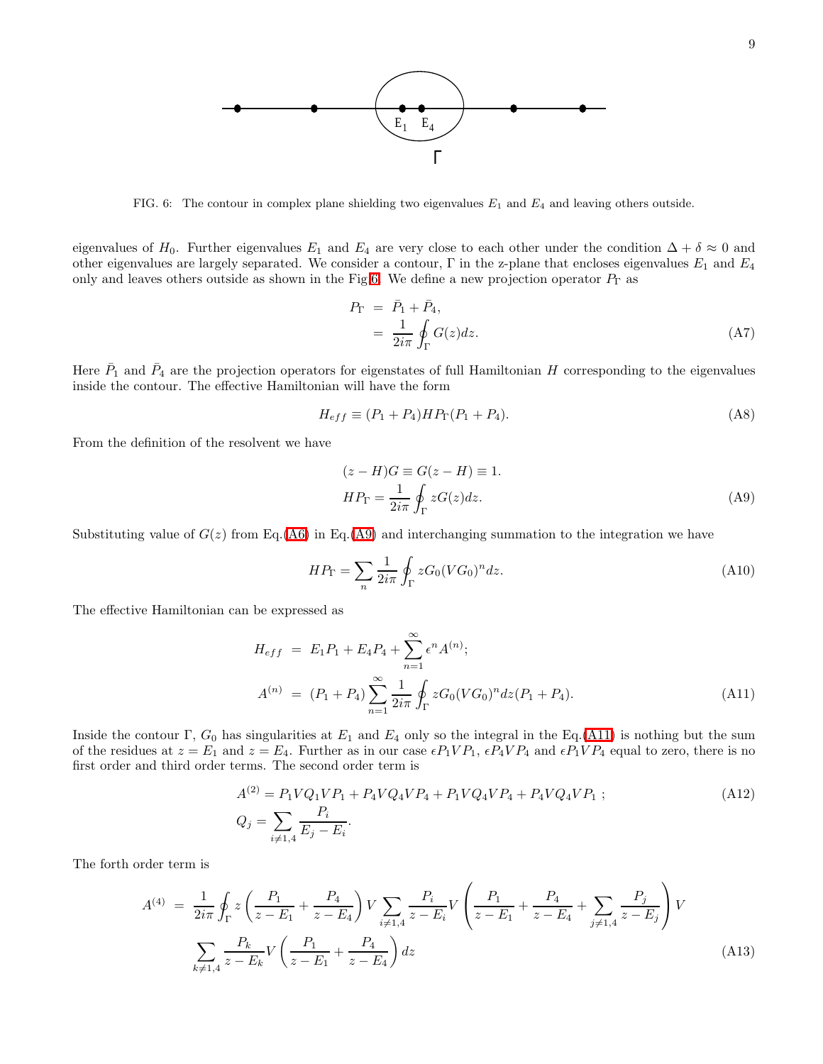FIG. 6: The contour in complex plane shielding two eigenvalues $E_1$ and $E_4$ and leaving others outside.

eigenvalues of $H_0$. Further eigenvalues $E_1$ and $E_4$ are very close to each other under the condition $\Delta + \delta \approx 0$ and other eigenvalues are largely separated. We consider a contour, $\Gamma$ in the z-plane that encloses eigenvalues $E_1$ and $E_4$ only and leaves others outside as shown in the Fig.6. We define a new projection operator $P_\Gamma$ as

$$
\begin{aligned}
P_\Gamma &= \bar{P}_1 + \bar{P}_4, \\
&= \frac{1}{2i\pi} \oint_\Gamma G(z) dz.
\end{aligned}
\tag{A7}
$$

Here $\bar{P}_1$ and $\bar{P}_4$ are the projection operators for eigenstates of full Hamiltonian $H$ corresponding to the eigenvalues inside the contour. The effective Hamiltonian will have the form

$$
H_{eff} \equiv (P_1 + P_4) H P_\Gamma (P_1 + P_4).
\tag{A8}
$$

From the definition of the resolvent we have

$$
\begin{aligned}
&(z - H)G \equiv G(z - H) \equiv 1. \\
&HP_\Gamma = \frac{1}{2i\pi} \oint_\Gamma z G(z) dz.
\end{aligned}
\tag{A9}
$$

Substituting value of $G(z)$ from Eq.(A6) in Eq.(A9) and interchanging summation to the integration we have

$$
HP_\Gamma = \sum_n \frac{1}{2i\pi} \oint_\Gamma z G_0 (V G_0)^n dz.
\tag{A10}
$$

The effective Hamiltonian can be expressed as

$$
\begin{aligned}
H_{eff} &= E_1 P_1 + E_4 P_4 + \sum_{n=1}^{\infty} \epsilon^n A^{(n)}; \\
A^{(n)} &= (P_1 + P_4) \sum_{n=1}^{\infty} \frac{1}{2i\pi} \oint_\Gamma z G_0 (V G_0)^n dz (P_1 + P_4).
\end{aligned}
\tag{A11}
$$

Inside the contour $\Gamma$, $G_0$ has singularities at $E_1$ and $E_4$ only so the integral in the Eq.(A11) is nothing but the sum of the residues at $z = E_1$ and $z = E_4$. Further as in our case $\epsilon P_1 V P_1$, $\epsilon P_4 V P_4$ and $\epsilon P_1 V P_4$ equal to zero, there is no first order and third order terms. The second order term is

$$
\begin{aligned}
&A^{(2)} = P_1 V Q_1 V P_1 + P_4 V Q_4 V P_4 + P_1 V Q_4 V P_4 + P_4 V Q_4 V P_1 \; ; \\
&Q_j = \sum_{i \neq 1,4} \frac{P_i}{E_j - E_i}.
\end{aligned}
\tag{A12}
$$

The forth order term is

$$
\begin{aligned}
A^{(4)} = \; & \frac{1}{2i\pi} \oint_\Gamma z \left( \frac{P_1}{z - E_1} + \frac{P_4}{z - E_4} \right) V \sum_{i \neq 1,4} \frac{P_i}{z - E_i} V \left( \frac{P_1}{z - E_1} + \frac{P_4}{z - E_4} + \sum_{j \neq 1,4} \frac{P_j}{z - E_j} \right) V \\
& \sum_{k \neq 1,4} \frac{P_k}{z - E_k} V \left( \frac{P_1}{z - E_1} + \frac{P_4}{z - E_4} \right) dz
\end{aligned}
\tag{A13}
$$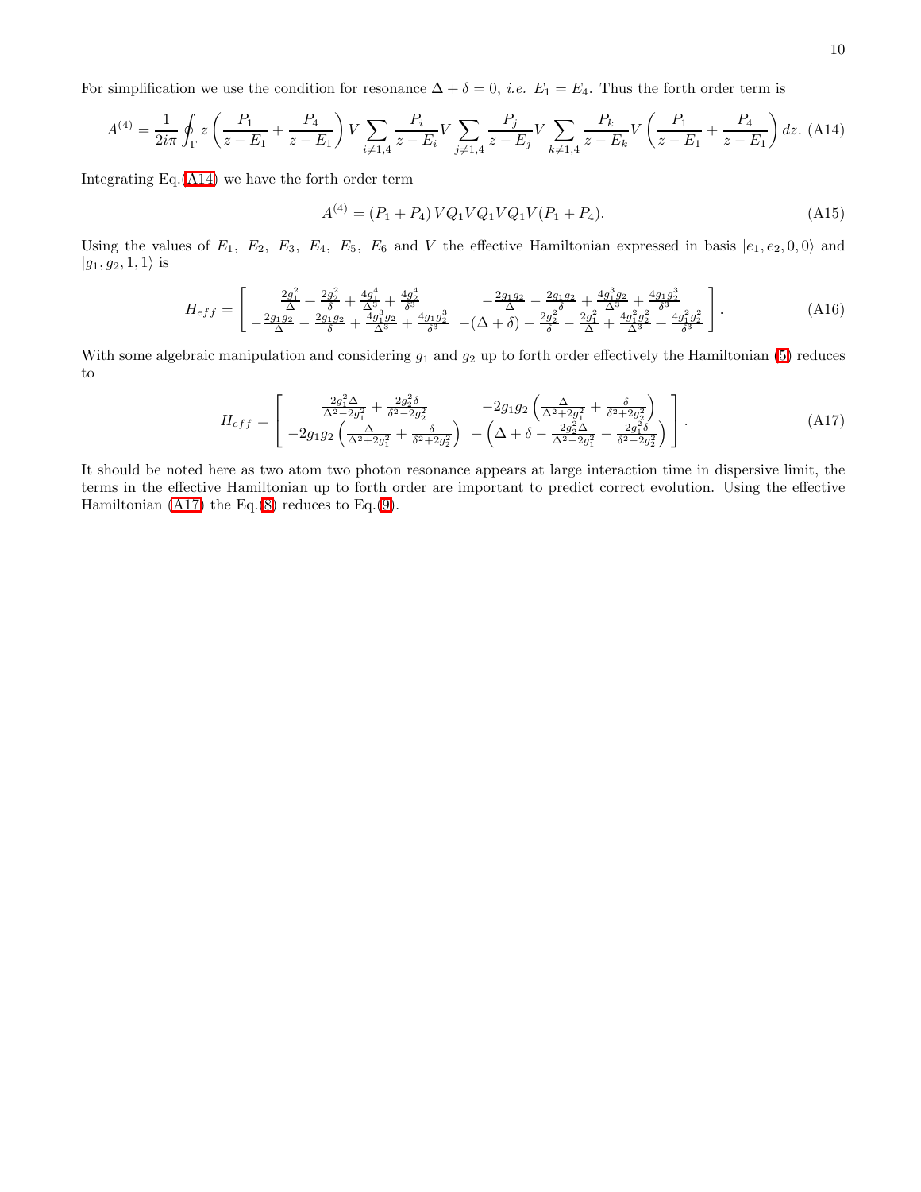For simplification we use the condition for resonance $\Delta + \delta = 0$, *i.e.* $E_1 = E_4$. Thus the forth order term is

$$A^{(4)} = \frac{1}{2i\pi}\oint_\Gamma z\left(\frac{P_1}{z-E_1}+\frac{P_4}{z-E_1}\right)V\sum_{i\neq 1,4}\frac{P_i}{z-E_i}V\sum_{j\neq 1,4}\frac{P_j}{z-E_j}V\sum_{k\neq 1,4}\frac{P_k}{z-E_k}V\left(\frac{P_1}{z-E_1}+\frac{P_4}{z-E_1}\right)dz. \tag{A14}$$

Integrating Eq.(A14) we have the forth order term

$$A^{(4)} = (P_1+P_4)\,VQ_1VQ_1VQ_1V(P_1+P_4). \tag{A15}$$

Using the values of $E_1,\ E_2,\ E_3,\ E_4,\ E_5,\ E_6$ and $V$ the effective Hamiltonian expressed in basis $|e_1,e_2,0,0\rangle$ and $|g_1,g_2,1,1\rangle$ is

$$H_{eff} = \begin{bmatrix} \frac{2g_1^2}{\Delta}+\frac{2g_2^2}{\delta}+\frac{4g_1^4}{\Delta^3}+\frac{4g_2^4}{\delta^3} & -\frac{2g_1g_2}{\Delta}-\frac{2g_1g_2}{\delta}+\frac{4g_1^3g_2}{\Delta^3}+\frac{4g_1g_2^3}{\delta^3} \\ -\frac{2g_1g_2}{\Delta}-\frac{2g_1g_2}{\delta}+\frac{4g_1^3g_2}{\Delta^3}+\frac{4g_1g_2^3}{\delta^3} & -(\Delta+\delta)-\frac{2g_2^2}{\delta}-\frac{2g_1^2}{\Delta}+\frac{4g_1^2g_2^2}{\Delta^3}+\frac{4g_1^2g_2^2}{\delta^3} \end{bmatrix}. \tag{A16}$$

With some algebraic manipulation and considering $g_1$ and $g_2$ up to forth order effectively the Hamiltonian (5) reduces to

$$H_{eff} = \begin{bmatrix} \frac{2g_1^2\Delta}{\Delta^2-2g_1^2}+\frac{2g_2^2\delta}{\delta^2-2g_2^2} & -2g_1g_2\left(\frac{\Delta}{\Delta^2+2g_1^2}+\frac{\delta}{\delta^2+2g_2^2}\right) \\ -2g_1g_2\left(\frac{\Delta}{\Delta^2+2g_1^2}+\frac{\delta}{\delta^2+2g_2^2}\right) & -\left(\Delta+\delta-\frac{2g_2^2\Delta}{\Delta^2-2g_1^2}-\frac{2g_1^2\delta}{\delta^2-2g_2^2}\right) \end{bmatrix}. \tag{A17}$$

It should be noted here as two atom two photon resonance appears at large interaction time in dispersive limit, the terms in the effective Hamiltonian up to forth order are important to predict correct evolution. Using the effective Hamiltonian (A17) the Eq.(8) reduces to Eq.(9).